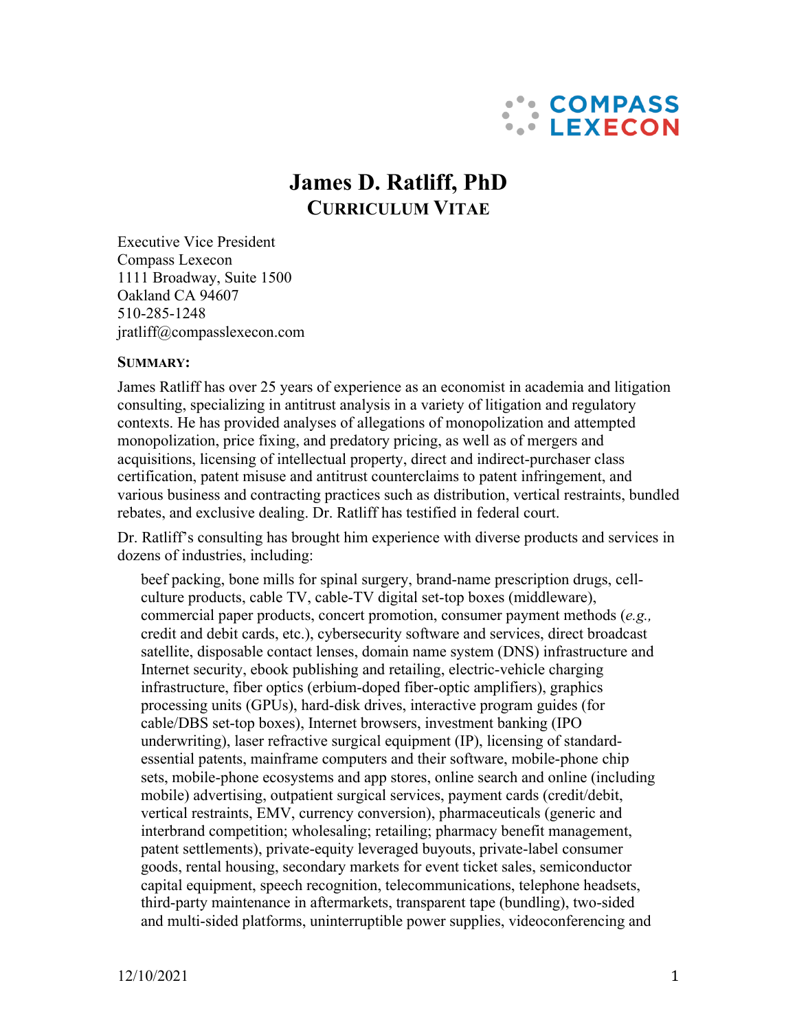# James D. Ratliff, PhD

## CURRICULUM VITAE

Executive Vice President
Compass Lexecon
1111 Broadway, Suite 1500
Oakland CA 94607
510-285-1248
jratliff@compasslexecon.com

**SUMMARY:**

James Ratliff has over 25 years of experience as an economist in academia and litigation consulting, specializing in antitrust analysis in a variety of litigation and regulatory contexts. He has provided analyses of allegations of monopolization and attempted monopolization, price fixing, and predatory pricing, as well as of mergers and acquisitions, licensing of intellectual property, direct and indirect-purchaser class certification, patent misuse and antitrust counterclaims to patent infringement, and various business and contracting practices such as distribution, vertical restraints, bundled rebates, and exclusive dealing. Dr. Ratliff has testified in federal court.

Dr. Ratliff's consulting has brought him experience with diverse products and services in dozens of industries, including:

> beef packing, bone mills for spinal surgery, brand-name prescription drugs, cell-culture products, cable TV, cable-TV digital set-top boxes (middleware), commercial paper products, concert promotion, consumer payment methods (*e.g.,* credit and debit cards, etc.), cybersecurity software and services, direct broadcast satellite, disposable contact lenses, domain name system (DNS) infrastructure and Internet security, ebook publishing and retailing, electric-vehicle charging infrastructure, fiber optics (erbium-doped fiber-optic amplifiers), graphics processing units (GPUs), hard-disk drives, interactive program guides (for cable/DBS set-top boxes), Internet browsers, investment banking (IPO underwriting), laser refractive surgical equipment (IP), licensing of standard-essential patents, mainframe computers and their software, mobile-phone chip sets, mobile-phone ecosystems and app stores, online search and online (including mobile) advertising, outpatient surgical services, payment cards (credit/debit, vertical restraints, EMV, currency conversion), pharmaceuticals (generic and interbrand competition; wholesaling; retailing; pharmacy benefit management, patent settlements), private-equity leveraged buyouts, private-label consumer goods, rental housing, secondary markets for event ticket sales, semiconductor capital equipment, speech recognition, telecommunications, telephone headsets, third-party maintenance in aftermarkets, transparent tape (bundling), two-sided and multi-sided platforms, uninterruptible power supplies, videoconferencing and

12/10/2021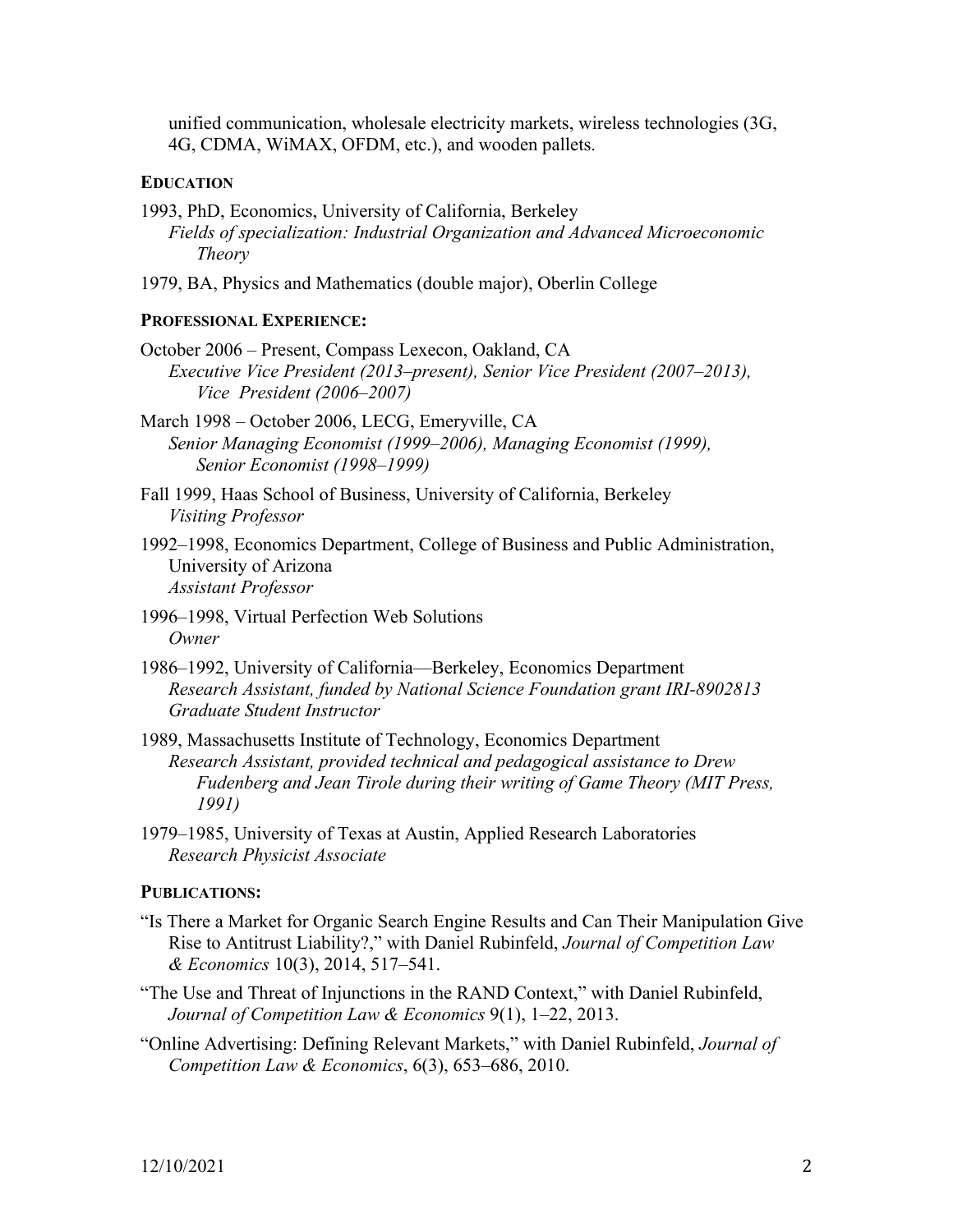unified communication, wholesale electricity markets, wireless technologies (3G, 4G, CDMA, WiMAX, OFDM, etc.), and wooden pallets.

## EDUCATION

1993, PhD, Economics, University of California, Berkeley
*Fields of specialization: Industrial Organization and Advanced Microeconomic Theory*

1979, BA, Physics and Mathematics (double major), Oberlin College

## PROFESSIONAL EXPERIENCE:

October 2006 – Present, Compass Lexecon, Oakland, CA
*Executive Vice President (2013–present), Senior Vice President (2007–2013), Vice President (2006–2007)*

March 1998 – October 2006, LECG, Emeryville, CA
*Senior Managing Economist (1999–2006), Managing Economist (1999), Senior Economist (1998–1999)*

Fall 1999, Haas School of Business, University of California, Berkeley
*Visiting Professor*

1992–1998, Economics Department, College of Business and Public Administration, University of Arizona
*Assistant Professor*

1996–1998, Virtual Perfection Web Solutions
*Owner*

1986–1992, University of California—Berkeley, Economics Department
*Research Assistant, funded by National Science Foundation grant IRI-8902813*
*Graduate Student Instructor*

1989, Massachusetts Institute of Technology, Economics Department
*Research Assistant, provided technical and pedagogical assistance to Drew Fudenberg and Jean Tirole during their writing of Game Theory (MIT Press, 1991)*

1979–1985, University of Texas at Austin, Applied Research Laboratories
*Research Physicist Associate*

## PUBLICATIONS:

"Is There a Market for Organic Search Engine Results and Can Their Manipulation Give Rise to Antitrust Liability?," with Daniel Rubinfeld, *Journal of Competition Law & Economics* 10(3), 2014, 517–541.

"The Use and Threat of Injunctions in the RAND Context," with Daniel Rubinfeld, *Journal of Competition Law & Economics* 9(1), 1–22, 2013.

"Online Advertising: Defining Relevant Markets," with Daniel Rubinfeld, *Journal of Competition Law & Economics*, 6(3), 653–686, 2010.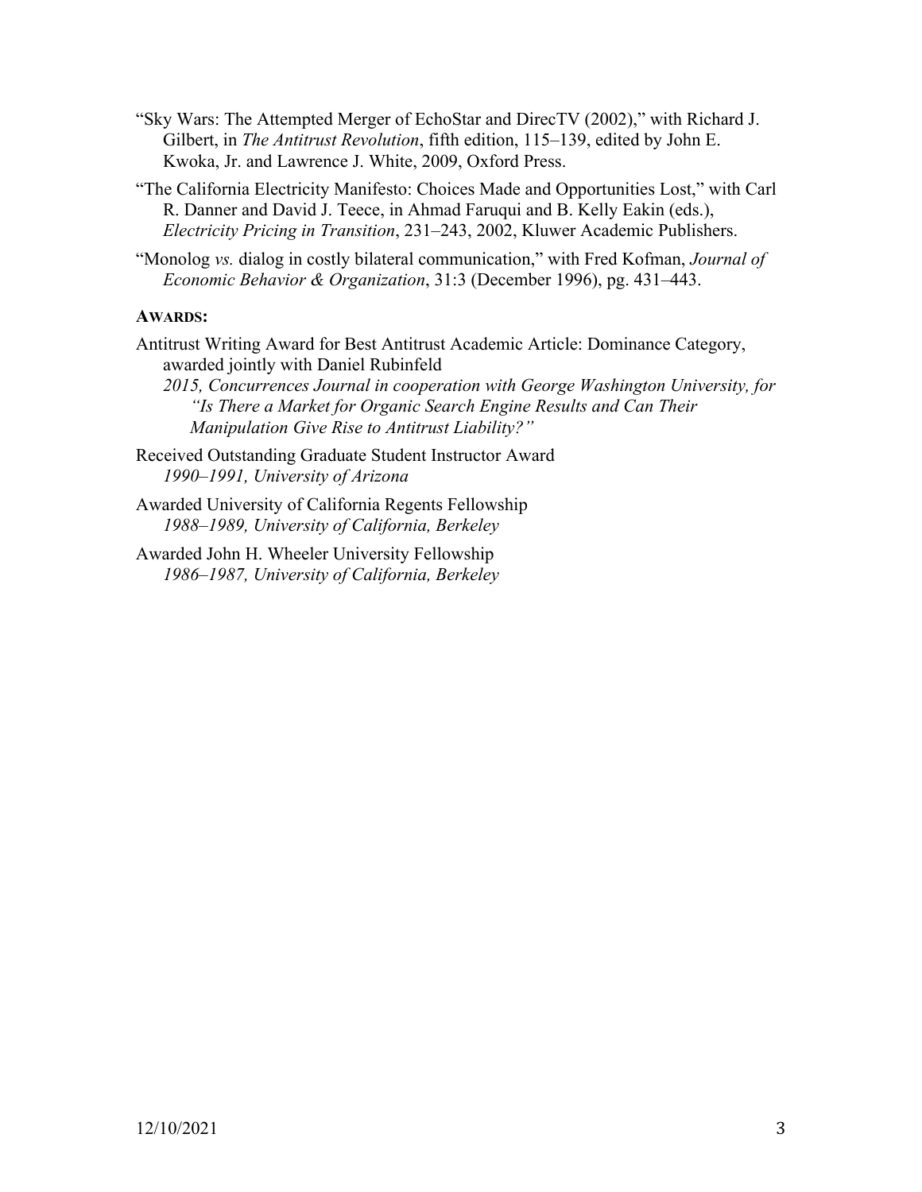"Sky Wars: The Attempted Merger of EchoStar and DirecTV (2002)," with Richard J. Gilbert, in *The Antitrust Revolution*, fifth edition, 115–139, edited by John E. Kwoka, Jr. and Lawrence J. White, 2009, Oxford Press.

"The California Electricity Manifesto: Choices Made and Opportunities Lost," with Carl R. Danner and David J. Teece, in Ahmad Faruqui and B. Kelly Eakin (eds.), *Electricity Pricing in Transition*, 231–243, 2002, Kluwer Academic Publishers.

"Monolog *vs.* dialog in costly bilateral communication," with Fred Kofman, *Journal of Economic Behavior & Organization*, 31:3 (December 1996), pg. 431–443.

**AWARDS:**

Antitrust Writing Award for Best Antitrust Academic Article: Dominance Category, awarded jointly with Daniel Rubinfeld
*2015, Concurrences Journal in cooperation with George Washington University, for "Is There a Market for Organic Search Engine Results and Can Their Manipulation Give Rise to Antitrust Liability?"*

Received Outstanding Graduate Student Instructor Award
*1990–1991, University of Arizona*

Awarded University of California Regents Fellowship
*1988–1989, University of California, Berkeley*

Awarded John H. Wheeler University Fellowship
*1986–1987, University of California, Berkeley*